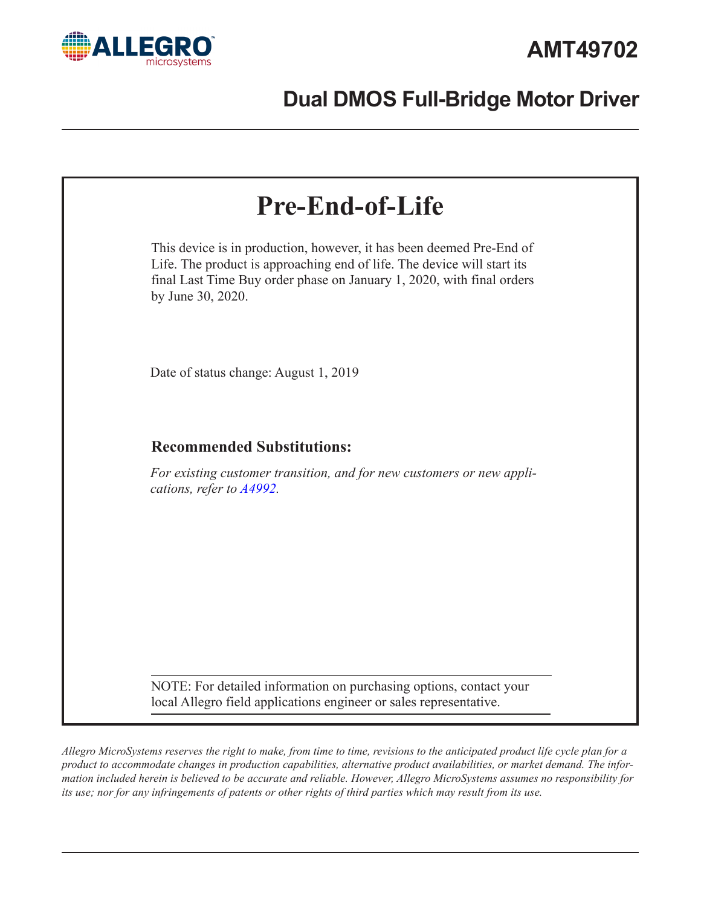# AMT49702

## Dual DMOS Full-Bridge Motor Driver

# Pre-End-of-Life

This device is in production, however, it has been deemed Pre-End of Life. The product is approaching end of life. The device will start its final Last Time Buy order phase on January 1, 2020, with final orders by June 30, 2020.

Date of status change: August 1, 2019

### Recommended Substitutions:

*For existing customer transition, and for new customers or new applications, refer to A4992.*

NOTE: For detailed information on purchasing options, contact your local Allegro field applications engineer or sales representative.

*Allegro MicroSystems reserves the right to make, from time to time, revisions to the anticipated product life cycle plan for a product to accommodate changes in production capabilities, alternative product availabilities, or market demand. The information included herein is believed to be accurate and reliable. However, Allegro MicroSystems assumes no responsibility for its use; nor for any infringements of patents or other rights of third parties which may result from its use.*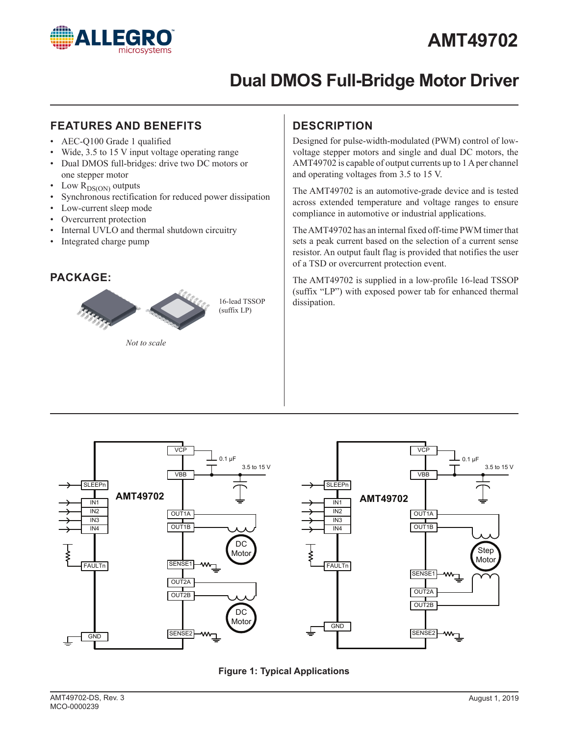# AMT49702

# Dual DMOS Full-Bridge Motor Driver

## FEATURES AND BENEFITS

- AEC-Q100 Grade 1 qualified
- Wide, 3.5 to 15 V input voltage operating range
- Dual DMOS full-bridges: drive two DC motors or one stepper motor
- Low $R_{DS(ON)}$ outputs
- Synchronous rectification for reduced power dissipation
- Low-current sleep mode
- Overcurrent protection
- Internal UVLO and thermal shutdown circuitry
- Integrated charge pump

## PACKAGE:

16-lead TSSOP (suffix LP)

*Not to scale*

## DESCRIPTION

Designed for pulse-width-modulated (PWM) control of low-voltage stepper motors and single and dual DC motors, the AMT49702 is capable of output currents up to 1 A per channel and operating voltages from 3.5 to 15 V.

The AMT49702 is an automotive-grade device and is tested across extended temperature and voltage ranges to ensure compliance in automotive or industrial applications.

The AMT49702 has an internal fixed off-time PWM timer that sets a peak current based on the selection of a current sense resistor. An output fault flag is provided that notifies the user of a TSD or overcurrent protection event.

The AMT49702 is supplied in a low-profile 16-lead TSSOP (suffix "LP") with exposed power tab for enhanced thermal dissipation.

**Figure 1: Typical Applications**

AMT49702-DS, Rev. 3
MCO-0000239

August 1, 2019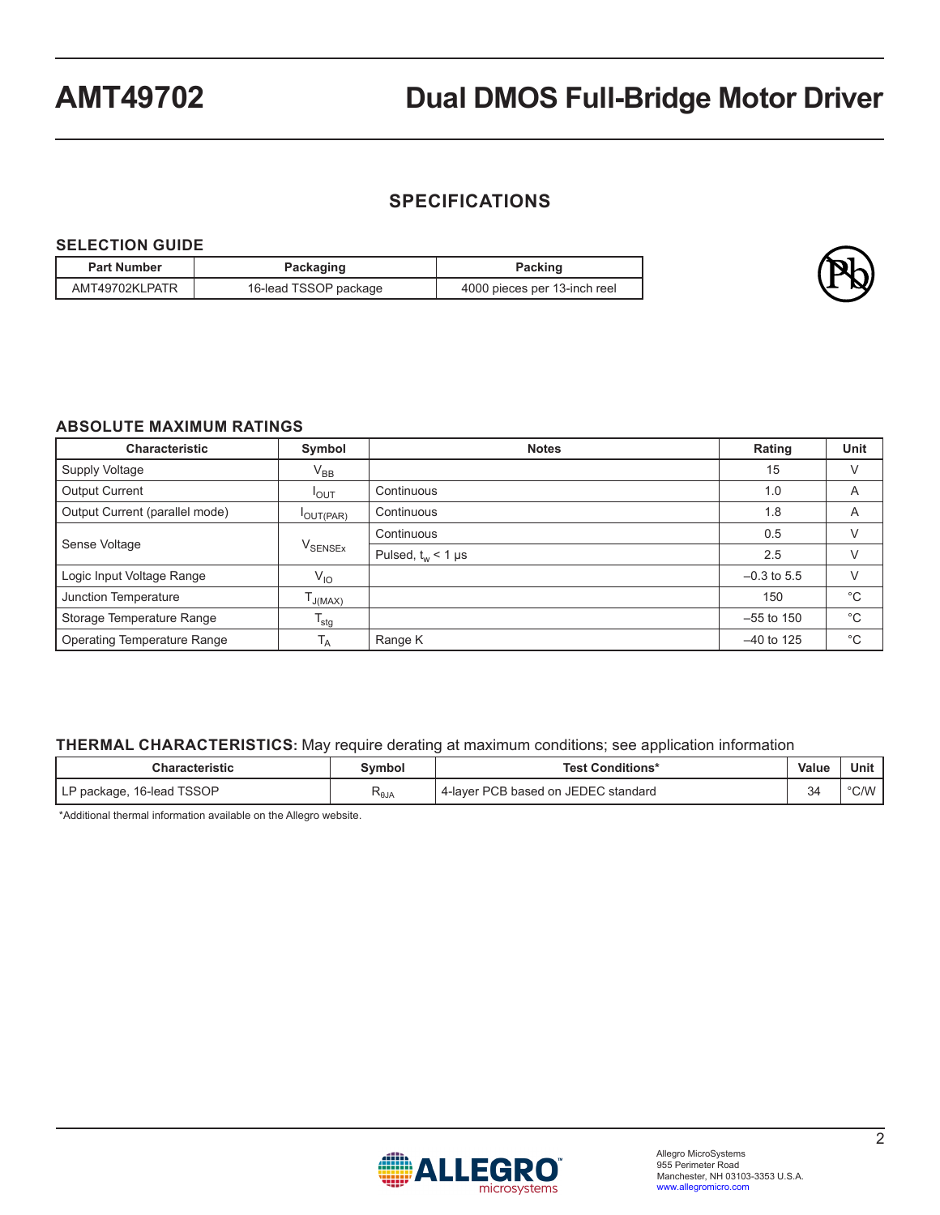## SPECIFICATIONS

### SELECTION GUIDE

| Part Number | Packaging | Packing |
|---|---|---|
| AMT49702KLPATR | 16-lead TSSOP package | 4000 pieces per 13-inch reel |

### ABSOLUTE MAXIMUM RATINGS

| Characteristic | Symbol | Notes | Rating | Unit |
|---|---|---|---|---|
| Supply Voltage | $V_{BB}$ | | 15 | V |
| Output Current | $I_{OUT}$ | Continuous | 1.0 | A |
| Output Current (parallel mode) | $I_{OUT(PAR)}$ | Continuous | 1.8 | A |
| Sense Voltage | $V_{SENSEx}$ | Continuous | 0.5 | V |
| | | Pulsed, $t_w$ < 1 µs | 2.5 | V |
| Logic Input Voltage Range | $V_{IO}$ | | –0.3 to 5.5 | V |
| Junction Temperature | $T_{J(MAX)}$ | | 150 | °C |
| Storage Temperature Range | $T_{stg}$ | | –55 to 150 | °C |
| Operating Temperature Range | $T_A$ | Range K | –40 to 125 | °C |

### THERMAL CHARACTERISTICS: May require derating at maximum conditions; see application information

| Characteristic | Symbol | Test Conditions* | Value | Unit |
|---|---|---|---|---|
| LP package, 16-lead TSSOP | $R_{\theta JA}$ | 4-layer PCB based on JEDEC standard | 34 | °C/W |

*Additional thermal information available on the Allegro website.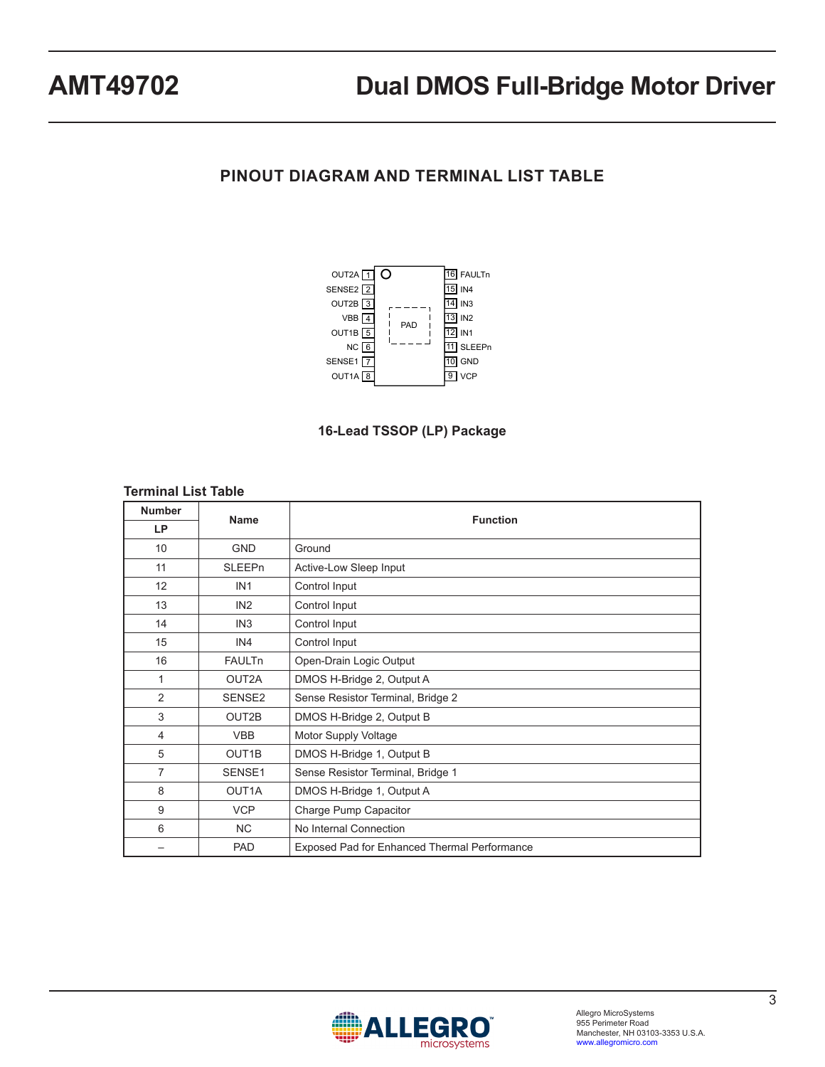## PINOUT DIAGRAM AND TERMINAL LIST TABLE

| Pin | Name | | Pin | Name |
|---|---|---|---|---|
| 1 | OUT2A | | 16 | FAULTn |
| 2 | SENSE2 | | 15 | IN4 |
| 3 | OUT2B | | 14 | IN3 |
| 4 | VBB | PAD | 13 | IN2 |
| 5 | OUT1B | | 12 | IN1 |
| 6 | NC | | 11 | SLEEPn |
| 7 | SENSE1 | | 10 | GND |
| 8 | OUT1A | | 9 | VCP |

**16-Lead TSSOP (LP) Package**

**Terminal List Table**

| Number | Name | Function |
|---|---|---|
| LP | | |
| 10 | GND | Ground |
| 11 | SLEEPn | Active-Low Sleep Input |
| 12 | IN1 | Control Input |
| 13 | IN2 | Control Input |
| 14 | IN3 | Control Input |
| 15 | IN4 | Control Input |
| 16 | FAULTn | Open-Drain Logic Output |
| 1 | OUT2A | DMOS H-Bridge 2, Output A |
| 2 | SENSE2 | Sense Resistor Terminal, Bridge 2 |
| 3 | OUT2B | DMOS H-Bridge 2, Output B |
| 4 | VBB | Motor Supply Voltage |
| 5 | OUT1B | DMOS H-Bridge 1, Output B |
| 7 | SENSE1 | Sense Resistor Terminal, Bridge 1 |
| 8 | OUT1A | DMOS H-Bridge 1, Output A |
| 9 | VCP | Charge Pump Capacitor |
| 6 | NC | No Internal Connection |
| – | PAD | Exposed Pad for Enhanced Thermal Performance |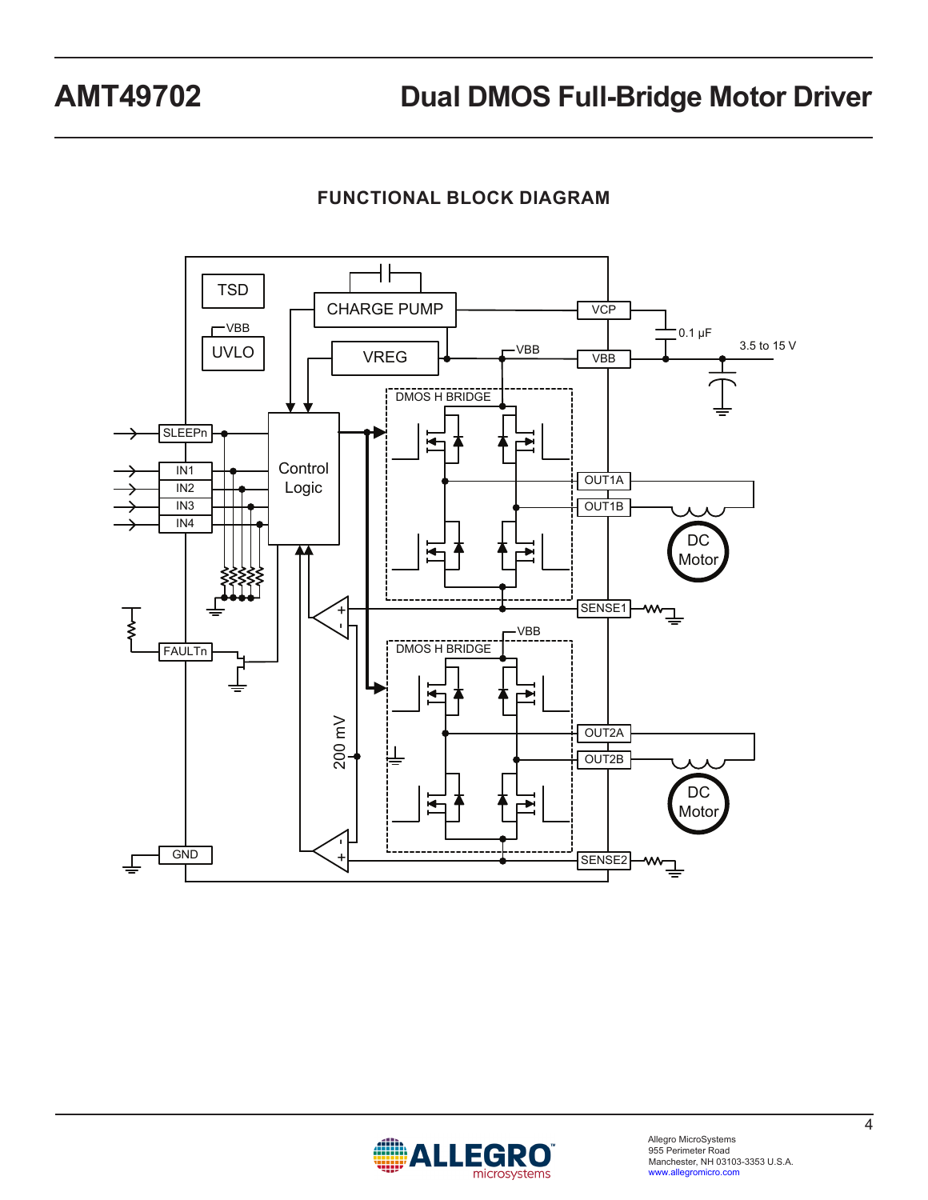## FUNCTIONAL BLOCK DIAGRAM

TSD

CHARGE PUMP

VCP

0.1 µF

3.5 to 15 V

VBB

UVLO

VREG

VBB

VBB

DMOS H BRIDGE

SLEEPn

Control Logic

IN1

IN2

IN3

IN4

OUT1A

OUT1B

DC Motor

SENSE1

VBB

DMOS H BRIDGE

FAULTn

200 mV

OUT2A

OUT2B

DC Motor

GND

SENSE2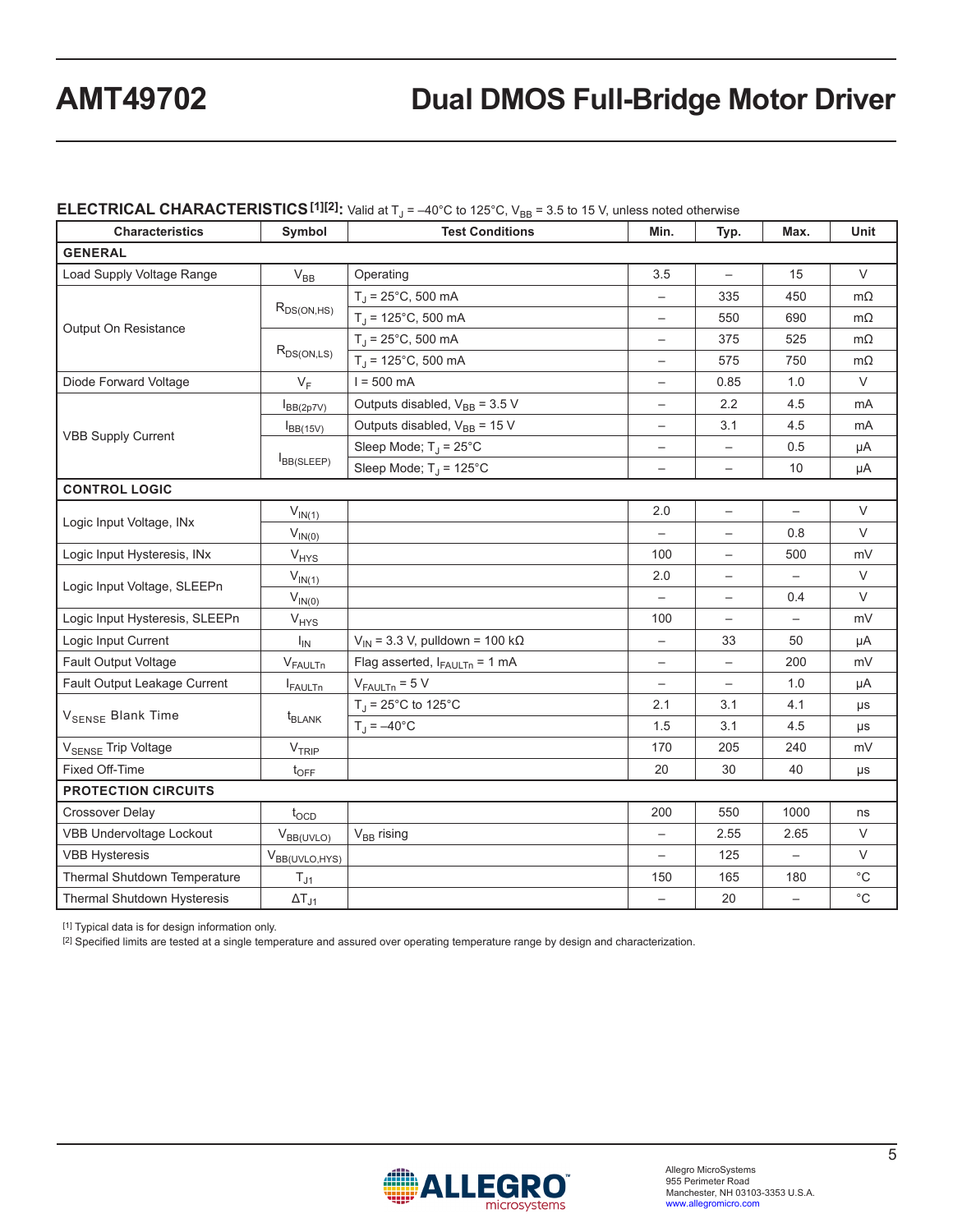## ELECTRICAL CHARACTERISTICS[1][2]: Valid at $T_J$ = –40°C to 125°C, $V_{BB}$ = 3.5 to 15 V, unless noted otherwise

| Characteristics | Symbol | Test Conditions | Min. | Typ. | Max. | Unit |
|---|---|---|---|---|---|---|
| **GENERAL** | | | | | | |
| Load Supply Voltage Range | $V_{BB}$ | Operating | 3.5 | – | 15 | V |
| Output On Resistance | $R_{DS(ON,HS)}$ | $T_J$ = 25°C, 500 mA | – | 335 | 450 | mΩ |
| | | $T_J$ = 125°C, 500 mA | – | 550 | 690 | mΩ |
| | $R_{DS(ON,LS)}$ | $T_J$ = 25°C, 500 mA | – | 375 | 525 | mΩ |
| | | $T_J$ = 125°C, 500 mA | – | 575 | 750 | mΩ |
| Diode Forward Voltage | $V_F$ | I = 500 mA | – | 0.85 | 1.0 | V |
| VBB Supply Current | $I_{BB(2p7V)}$ | Outputs disabled, $V_{BB}$ = 3.5 V | – | 2.2 | 4.5 | mA |
| | $I_{BB(15V)}$ | Outputs disabled, $V_{BB}$ = 15 V | – | 3.1 | 4.5 | mA |
| | $I_{BB(SLEEP)}$ | Sleep Mode; $T_J$ = 25°C | – | – | 0.5 | µA |
| | | Sleep Mode; $T_J$ = 125°C | – | – | 10 | µA |
| **CONTROL LOGIC** | | | | | | |
| Logic Input Voltage, INx | $V_{IN(1)}$ | | 2.0 | – | – | V |
| | $V_{IN(0)}$ | | – | – | 0.8 | V |
| Logic Input Hysteresis, INx | $V_{HYS}$ | | 100 | – | 500 | mV |
| Logic Input Voltage, SLEEPn | $V_{IN(1)}$ | | 2.0 | – | – | V |
| | $V_{IN(0)}$ | | – | – | 0.4 | V |
| Logic Input Hysteresis, SLEEPn | $V_{HYS}$ | | 100 | – | – | mV |
| Logic Input Current | $I_{IN}$ | $V_{IN}$ = 3.3 V, pulldown = 100 kΩ | – | 33 | 50 | µA |
| Fault Output Voltage | $V_{FAULTn}$ | Flag asserted, $I_{FAULTn}$ = 1 mA | – | – | 200 | mV |
| Fault Output Leakage Current | $I_{FAULTn}$ | $V_{FAULTn}$ = 5 V | – | – | 1.0 | µA |
| $V_{SENSE}$ Blank Time | $t_{BLANK}$ | $T_J$ = 25°C to 125°C | 2.1 | 3.1 | 4.1 | µs |
| | | $T_J$ = –40°C | 1.5 | 3.1 | 4.5 | µs |
| $V_{SENSE}$ Trip Voltage | $V_{TRIP}$ | | 170 | 205 | 240 | mV |
| Fixed Off-Time | $t_{OFF}$ | | 20 | 30 | 40 | µs |
| **PROTECTION CIRCUITS** | | | | | | |
| Crossover Delay | $t_{OCD}$ | | 200 | 550 | 1000 | ns |
| VBB Undervoltage Lockout | $V_{BB(UVLO)}$ | $V_{BB}$ rising | – | 2.55 | 2.65 | V |
| VBB Hysteresis | $V_{BB(UVLO,HYS)}$ | | – | 125 | – | V |
| Thermal Shutdown Temperature | $T_{J1}$ | | 150 | 165 | 180 | °C |
| Thermal Shutdown Hysteresis | $\Delta T_{J1}$ | | – | 20 | – | °C |

[1] Typical data is for design information only.
[2] Specified limits are tested at a single temperature and assured over operating temperature range by design and characterization.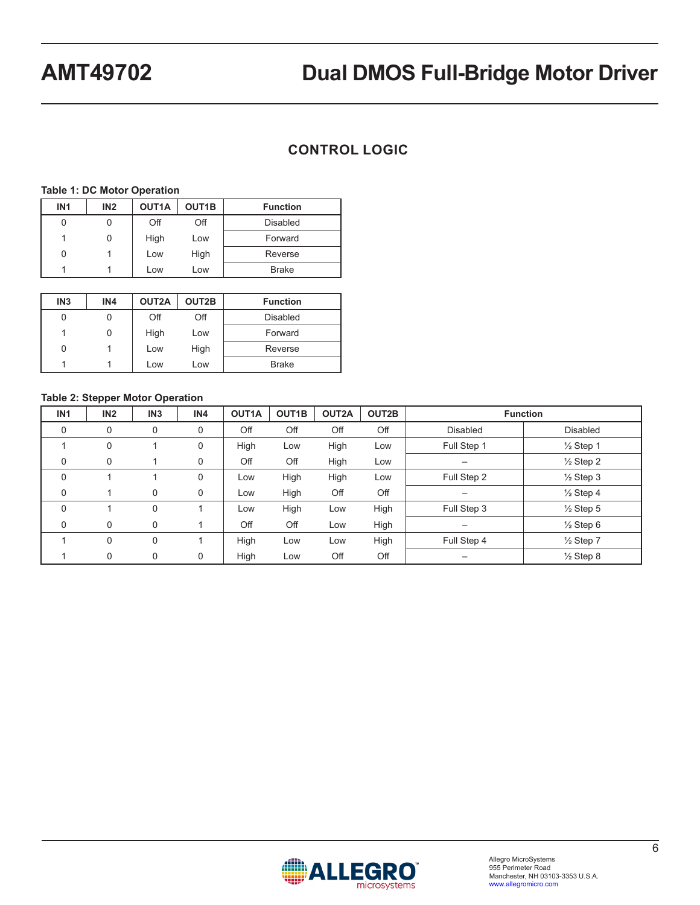## CONTROL LOGIC

**Table 1: DC Motor Operation**

| IN1 | IN2 | OUT1A | OUT1B | Function |
|---|---|---|---|---|
| 0 | 0 | Off | Off | Disabled |
| 1 | 0 | High | Low | Forward |
| 0 | 1 | Low | High | Reverse |
| 1 | 1 | Low | Low | Brake |

| IN3 | IN4 | OUT2A | OUT2B | Function |
|---|---|---|---|---|
| 0 | 0 | Off | Off | Disabled |
| 1 | 0 | High | Low | Forward |
| 0 | 1 | Low | High | Reverse |
| 1 | 1 | Low | Low | Brake |

**Table 2: Stepper Motor Operation**

| IN1 | IN2 | IN3 | IN4 | OUT1A | OUT1B | OUT2A | OUT2B | Function | |
|---|---|---|---|---|---|---|---|---|---|
| 0 | 0 | 0 | 0 | Off | Off | Off | Off | Disabled | Disabled |
| 1 | 0 | 1 | 0 | High | Low | High | Low | Full Step 1 | ½ Step 1 |
| 0 | 0 | 1 | 0 | Off | Off | High | Low | – | ½ Step 2 |
| 0 | 1 | 1 | 0 | Low | High | High | Low | Full Step 2 | ½ Step 3 |
| 0 | 1 | 0 | 0 | Low | High | Off | Off | – | ½ Step 4 |
| 0 | 1 | 0 | 1 | Low | High | Low | High | Full Step 3 | ½ Step 5 |
| 0 | 0 | 0 | 1 | Off | Off | Low | High | – | ½ Step 6 |
| 1 | 0 | 0 | 1 | High | Low | Low | High | Full Step 4 | ½ Step 7 |
| 1 | 0 | 0 | 0 | High | Low | Off | Off | – | ½ Step 8 |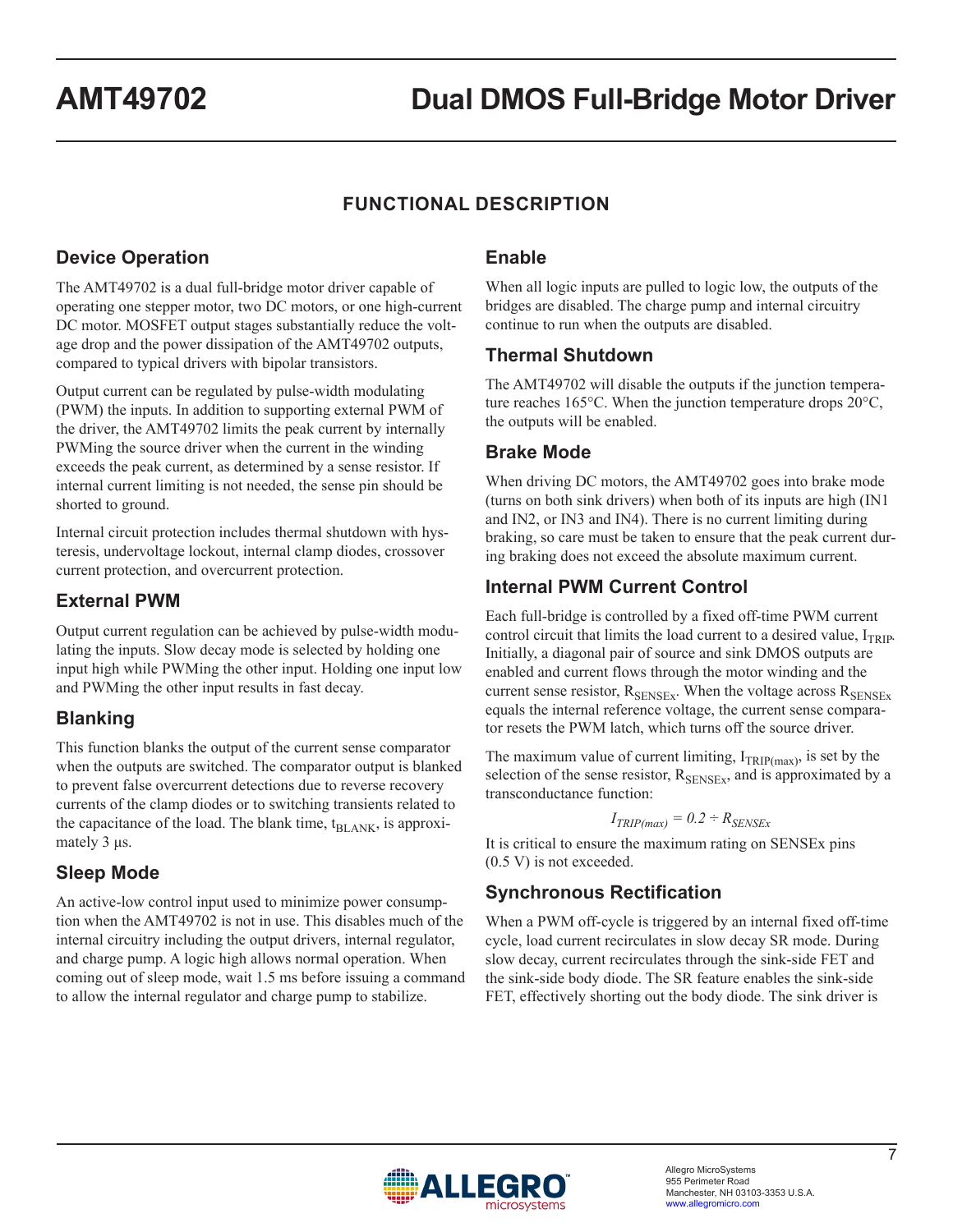# AMT49702 Dual DMOS Full-Bridge Motor Driver

## FUNCTIONAL DESCRIPTION

### Device Operation

The AMT49702 is a dual full-bridge motor driver capable of operating one stepper motor, two DC motors, or one high-current DC motor. MOSFET output stages substantially reduce the voltage drop and the power dissipation of the AMT49702 outputs, compared to typical drivers with bipolar transistors.

Output current can be regulated by pulse-width modulating (PWM) the inputs. In addition to supporting external PWM of the driver, the AMT49702 limits the peak current by internally PWMing the source driver when the current in the winding exceeds the peak current, as determined by a sense resistor. If internal current limiting is not needed, the sense pin should be shorted to ground.

Internal circuit protection includes thermal shutdown with hysteresis, undervoltage lockout, internal clamp diodes, crossover current protection, and overcurrent protection.

### External PWM

Output current regulation can be achieved by pulse-width modulating the inputs. Slow decay mode is selected by holding one input high while PWMing the other input. Holding one input low and PWMing the other input results in fast decay.

### Blanking

This function blanks the output of the current sense comparator when the outputs are switched. The comparator output is blanked to prevent false overcurrent detections due to reverse recovery currents of the clamp diodes or to switching transients related to the capacitance of the load. The blank time, $t_{BLANK}$, is approximately 3 µs.

### Sleep Mode

An active-low control input used to minimize power consumption when the AMT49702 is not in use. This disables much of the internal circuitry including the output drivers, internal regulator, and charge pump. A logic high allows normal operation. When coming out of sleep mode, wait 1.5 ms before issuing a command to allow the internal regulator and charge pump to stabilize.

### Enable

When all logic inputs are pulled to logic low, the outputs of the bridges are disabled. The charge pump and internal circuitry continue to run when the outputs are disabled.

### Thermal Shutdown

The AMT49702 will disable the outputs if the junction temperature reaches 165°C. When the junction temperature drops 20°C, the outputs will be enabled.

### Brake Mode

When driving DC motors, the AMT49702 goes into brake mode (turns on both sink drivers) when both of its inputs are high (IN1 and IN2, or IN3 and IN4). There is no current limiting during braking, so care must be taken to ensure that the peak current during braking does not exceed the absolute maximum current.

### Internal PWM Current Control

Each full-bridge is controlled by a fixed off-time PWM current control circuit that limits the load current to a desired value, $I_{TRIP}$. Initially, a diagonal pair of source and sink DMOS outputs are enabled and current flows through the motor winding and the current sense resistor, $R_{SENSEx}$. When the voltage across $R_{SENSEx}$ equals the internal reference voltage, the current sense comparator resets the PWM latch, which turns off the source driver.

The maximum value of current limiting, $I_{TRIP(max)}$, is set by the selection of the sense resistor, $R_{SENSEx}$, and is approximated by a transconductance function:

$$I_{TRIP(max)} = 0.2 \div R_{SENSEx}$$

It is critical to ensure the maximum rating on SENSEx pins (0.5 V) is not exceeded.

### Synchronous Rectification

When a PWM off-cycle is triggered by an internal fixed off-time cycle, load current recirculates in slow decay SR mode. During slow decay, current recirculates through the sink-side FET and the sink-side body diode. The SR feature enables the sink-side FET, effectively shorting out the body diode. The sink driver is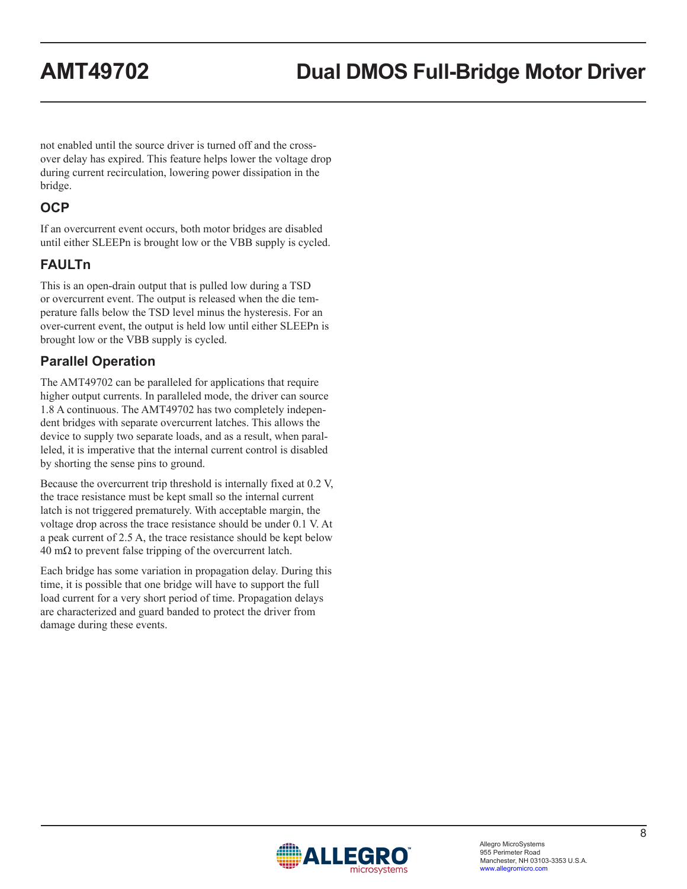not enabled until the source driver is turned off and the cross-over delay has expired. This feature helps lower the voltage drop during current recirculation, lowering power dissipation in the bridge.

## OCP

If an overcurrent event occurs, both motor bridges are disabled until either SLEEPn is brought low or the VBB supply is cycled.

## FAULTn

This is an open-drain output that is pulled low during a TSD or overcurrent event. The output is released when the die temperature falls below the TSD level minus the hysteresis. For an over-current event, the output is held low until either SLEEPn is brought low or the VBB supply is cycled.

## Parallel Operation

The AMT49702 can be paralleled for applications that require higher output currents. In paralleled mode, the driver can source 1.8 A continuous. The AMT49702 has two completely independent bridges with separate overcurrent latches. This allows the device to supply two separate loads, and as a result, when paralleled, it is imperative that the internal current control is disabled by shorting the sense pins to ground.

Because the overcurrent trip threshold is internally fixed at 0.2 V, the trace resistance must be kept small so the internal current latch is not triggered prematurely. With acceptable margin, the voltage drop across the trace resistance should be under 0.1 V. At a peak current of 2.5 A, the trace resistance should be kept below 40 mΩ to prevent false tripping of the overcurrent latch.

Each bridge has some variation in propagation delay. During this time, it is possible that one bridge will have to support the full load current for a very short period of time. Propagation delays are characterized and guard banded to protect the driver from damage during these events.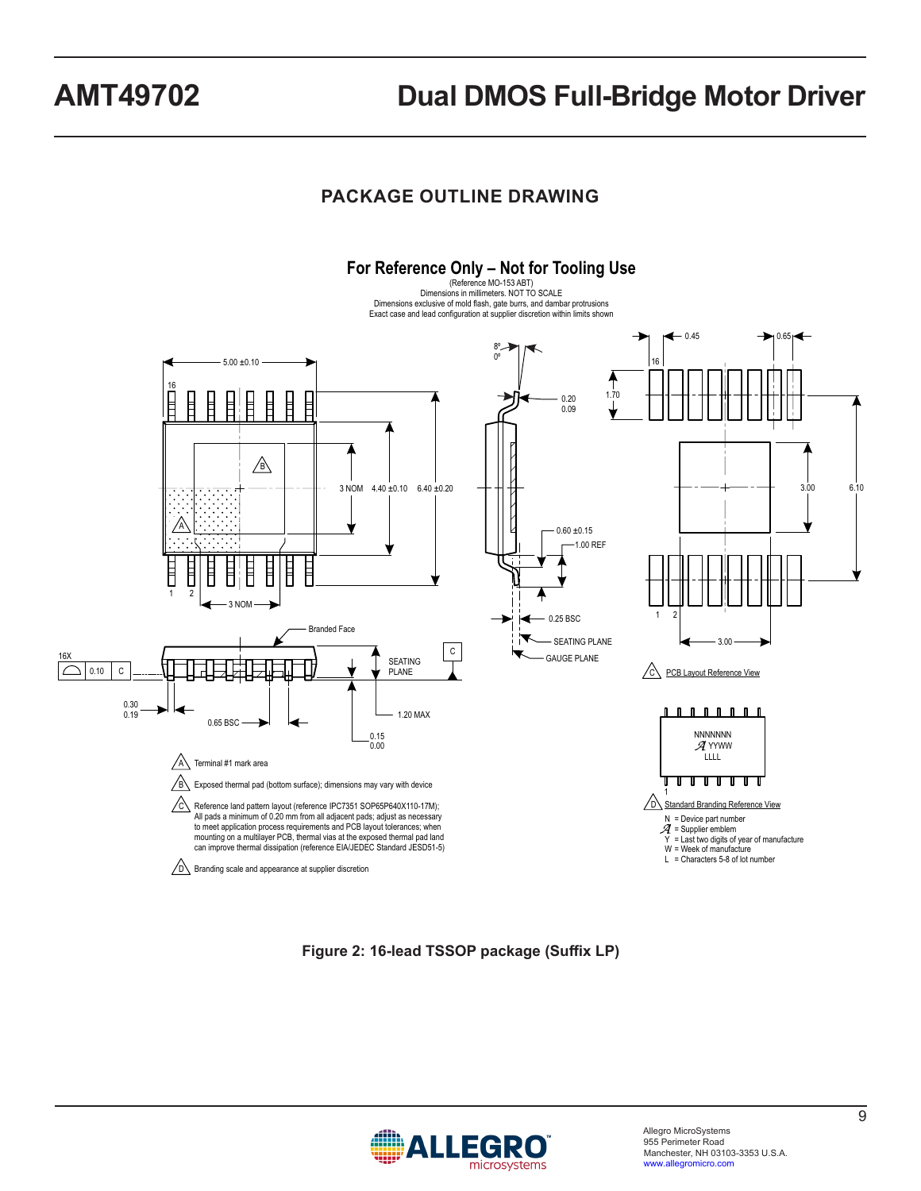## PACKAGE OUTLINE DRAWING

**For Reference Only – Not for Tooling Use**

(Reference MO-153 ABT)
Dimensions in millimeters. NOT TO SCALE
Dimensions exclusive of mold flash, gate burrs, and dambar protrusions
Exact case and lead configuration at supplier discretion within limits shown

5.00 ±0.10
16
1 2
3 NOM
3 NOM 4.40 ±0.10 6.40 ±0.20
8°
0°
0.20
0.09
0.60 ±0.15
1.00 REF
0.25 BSC
SEATING PLANE
GAUGE PLANE
Branded Face
16X 0.10 C
SEATING PLANE
C
0.30
0.19
0.65 BSC
1.20 MAX
0.15
0.00
0.45 0.65
1.70
3.00 6.10
3.00

A Terminal #1 mark area

B Exposed thermal pad (bottom surface); dimensions may vary with device

C Reference land pattern layout (reference IPC7351 SOP65P640X110-17M); All pads a minimum of 0.20 mm from all adjacent pads; adjust as necessary to meet application process requirements and PCB layout tolerances; when mounting on a multilayer PCB, thermal vias at the exposed thermal pad land can improve thermal dissipation (reference EIA/JEDEC Standard JESD51-5)

D Branding scale and appearance at supplier discretion

C PCB Layout Reference View

NNNNNNN
YYWW
LLLL

D Standard Branding Reference View

- N = Device part number
- = Supplier emblem
- Y = Last two digits of year of manufacture
- W = Week of manufacture
- L = Characters 5-8 of lot number

**Figure 2: 16-lead TSSOP package (Suffix LP)**

Allegro MicroSystems
955 Perimeter Road
Manchester, NH 03103-3353 U.S.A.
www.allegromicro.com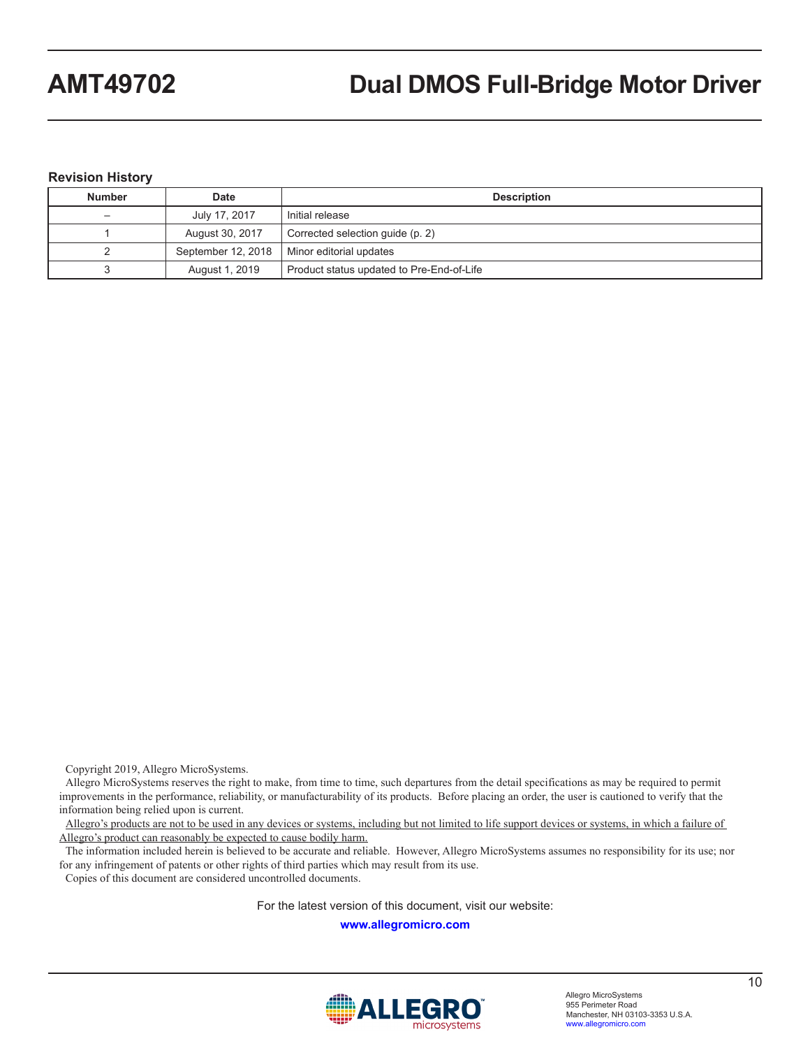#### Revision History

| Number | Date | Description |
| --- | --- | --- |
| – | July 17, 2017 | Initial release |
| 1 | August 30, 2017 | Corrected selection guide (p. 2) |
| 2 | September 12, 2018 | Minor editorial updates |
| 3 | August 1, 2019 | Product status updated to Pre-End-of-Life |

Copyright 2019, Allegro MicroSystems.

Allegro MicroSystems reserves the right to make, from time to time, such departures from the detail specifications as may be required to permit improvements in the performance, reliability, or manufacturability of its products. Before placing an order, the user is cautioned to verify that the information being relied upon is current.

Allegro's products are not to be used in any devices or systems, including but not limited to life support devices or systems, in which a failure of Allegro's product can reasonably be expected to cause bodily harm.

The information included herein is believed to be accurate and reliable. However, Allegro MicroSystems assumes no responsibility for its use; nor for any infringement of patents or other rights of third parties which may result from its use.

Copies of this document are considered uncontrolled documents.

For the latest version of this document, visit our website:

**www.allegromicro.com**